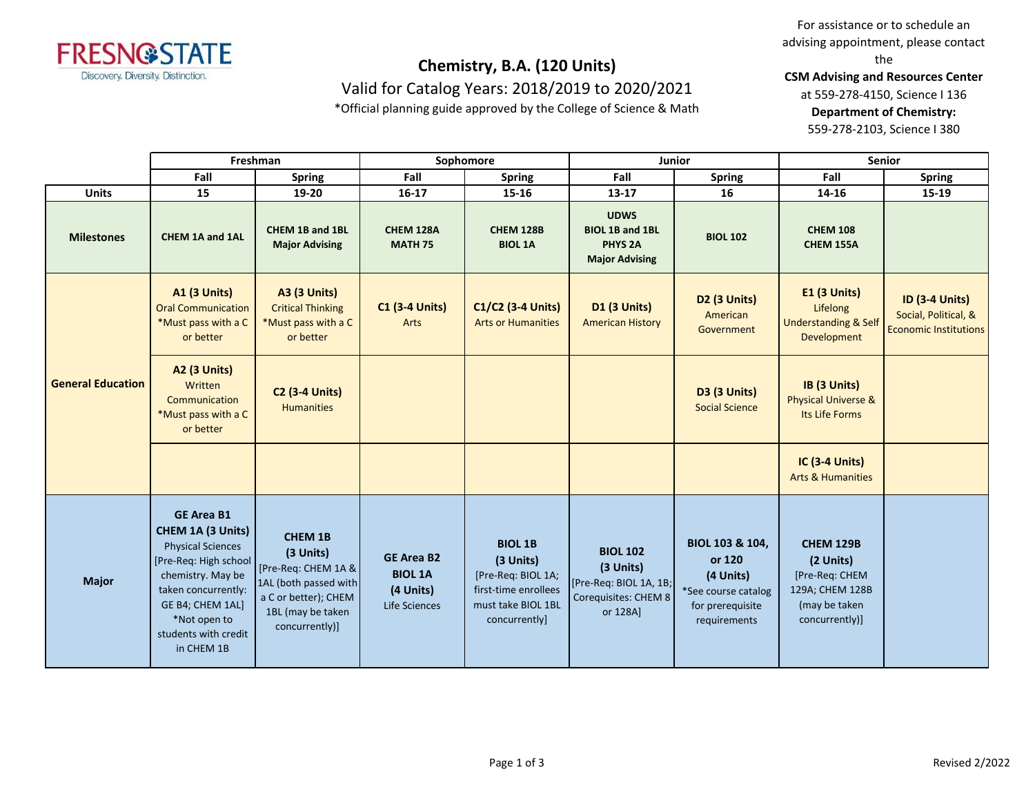# Chemistry, B.A. (120 Units)

Valid for Catalog Years: 2018/2019 to 2020/2021

*Official planning guide approved by the College of Science & Math

For assistance or to schedule an advising appointment, please contact the **CSM Advising and Resources Center** at 559-278-4150, Science I 136

**Department of Chemistry:** 559-278-2103, Science I 380

| | Freshman | | Sophomore | | Junior | | Senior | |
|---|---|---|---|---|---|---|---|---|
| | Fall | Spring | Fall | Spring | Fall | Spring | Fall | Spring |
| **Units** | 15 | 19-20 | 16-17 | 15-16 | 13-17 | 16 | 14-16 | 15-19 |
| **Milestones** | **CHEM 1A and 1AL** | **CHEM 1B and 1BL Major Advising** | **CHEM 128A MATH 75** | **CHEM 128B BIOL 1A** | **UDWS BIOL 1B and 1BL PHYS 2A Major Advising** | **BIOL 102** | **CHEM 108 CHEM 155A** | |
| **General Education** | **A1 (3 Units)** Oral Communication *Must pass with a C or better | **A3 (3 Units)** Critical Thinking *Must pass with a C or better | **C1 (3-4 Units)** Arts | **C1/C2 (3-4 Units)** Arts or Humanities | **D1 (3 Units)** American History | **D2 (3 Units)** American Government | **E1 (3 Units)** Lifelong Understanding & Self Development | **ID (3-4 Units)** Social, Political, & Economic Institutions |
| | **A2 (3 Units)** Written Communication *Must pass with a C or better | **C2 (3-4 Units)** Humanities | | | | **D3 (3 Units)** Social Science | **IB (3 Units)** Physical Universe & Its Life Forms | |
| | | | | | | | **IC (3-4 Units)** Arts & Humanities | |
| **Major** | **GE Area B1 CHEM 1A (3 Units)** Physical Sciences [Pre-Req: High school chemistry. May be taken concurrently: GE B4; CHEM 1AL] *Not open to students with credit in CHEM 1B | **CHEM 1B (3 Units)** [Pre-Req: CHEM 1A & 1AL (both passed with a C or better); CHEM 1BL (may be taken concurrently)] | **GE Area B2 BIOL 1A (4 Units)** Life Sciences | **BIOL 1B (3 Units)** [Pre-Req: BIOL 1A; first-time enrollees must take BIOL 1BL concurrently] | **BIOL 102 (3 Units)** [Pre-Req: BIOL 1A, 1B; Corequisites: CHEM 8 or 128A] | **BIOL 103 & 104, or 120 (4 Units)** *See course catalog for prerequisite requirements | **CHEM 129B (2 Units)** [Pre-Req: CHEM 129A; CHEM 128B (may be taken concurrently)] | |

Revised 2/2022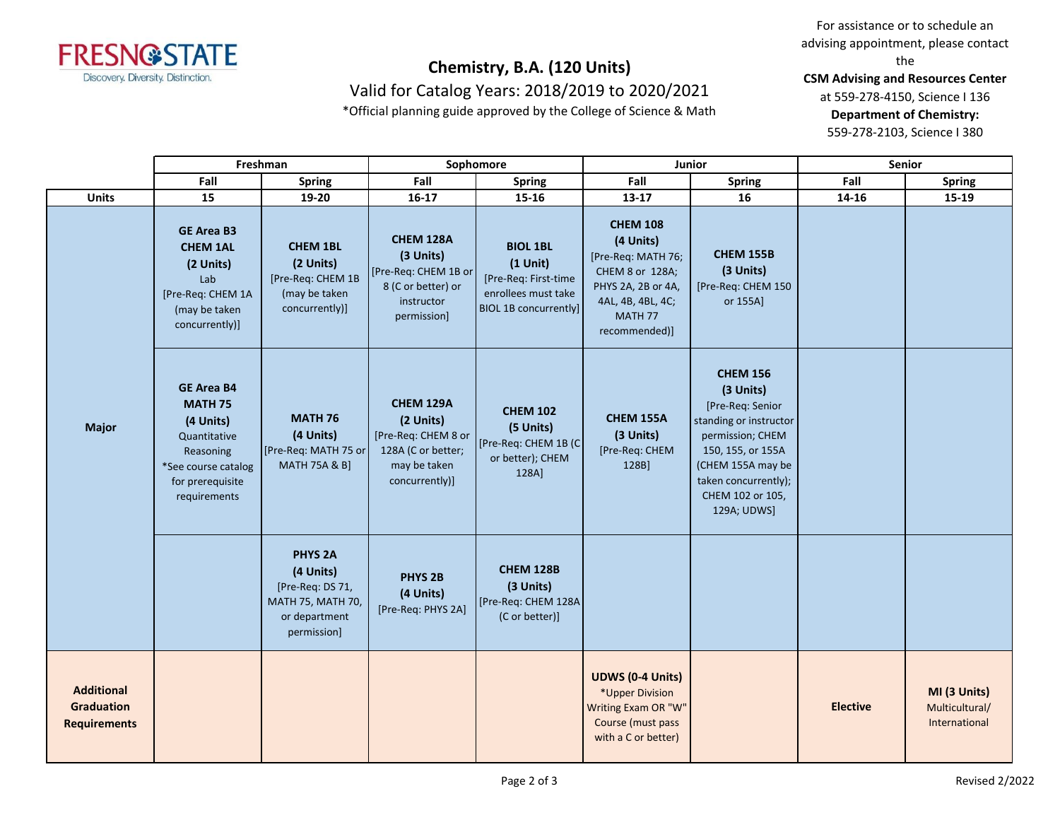# Chemistry, B.A. (120 Units)

Valid for Catalog Years: 2018/2019 to 2020/2021

*Official planning guide approved by the College of Science & Math

For assistance or to schedule an advising appointment, please contact the **CSM Advising and Resources Center** at 559-278-4150, Science I 136

**Department of Chemistry:** 559-278-2103, Science I 380

| | Freshman | | Sophomore | | Junior | | Senior | |
|---|---|---|---|---|---|---|---|---|
| | Fall | Spring | Fall | Spring | Fall | Spring | Fall | Spring |
| **Units** | 15 | 19-20 | 16-17 | 15-16 | 13-17 | 16 | 14-16 | 15-19 |
| **Major** | **GE Area B3 CHEM 1AL (2 Units)** Lab [Pre-Req: CHEM 1A (may be taken concurrently)] | **CHEM 1BL (2 Units)** [Pre-Req: CHEM 1B (may be taken concurrently)] | **CHEM 128A (3 Units)** [Pre-Req: CHEM 1B or 8 (C or better) or instructor permission] | **BIOL 1BL (1 Unit)** [Pre-Req: First-time enrollees must take BIOL 1B concurrently] | **CHEM 108 (4 Units)** [Pre-Req: MATH 76; CHEM 8 or 128A; PHYS 2A, 2B or 4A, 4AL, 4B, 4BL, 4C; MATH 77 recommended)] | **CHEM 155B (3 Units)** [Pre-Req: CHEM 150 or 155A] | | |
| | **GE Area B4 MATH 75 (4 Units)** Quantitative Reasoning *See course catalog for prerequisite requirements | **MATH 76 (4 Units)** [Pre-Req: MATH 75 or MATH 75A & B] | **CHEM 129A (2 Units)** [Pre-Req: CHEM 8 or 128A (C or better; may be taken concurrently)] | **CHEM 102 (5 Units)** [Pre-Req: CHEM 1B (C or better); CHEM 128A] | **CHEM 155A (3 Units)** [Pre-Req: CHEM 128B] | **CHEM 156 (3 Units)** [Pre-Req: Senior standing or instructor permission; CHEM 150, 155, or 155A (CHEM 155A may be taken concurrently); CHEM 102 or 105, 129A; UDWS] | | |
| | | **PHYS 2A (4 Units)** [Pre-Req: DS 71, MATH 75, MATH 70, or department permission] | **PHYS 2B (4 Units)** [Pre-Req: PHYS 2A] | **CHEM 128B (3 Units)** [Pre-Req: CHEM 128A (C or better)] | | | | |
| **Additional Graduation Requirements** | | | | | **UDWS (0-4 Units)** *Upper Division Writing Exam OR "W" Course (must pass with a C or better) | | **Elective** | **MI (3 Units)** Multicultural/ International |

Revised 2/2022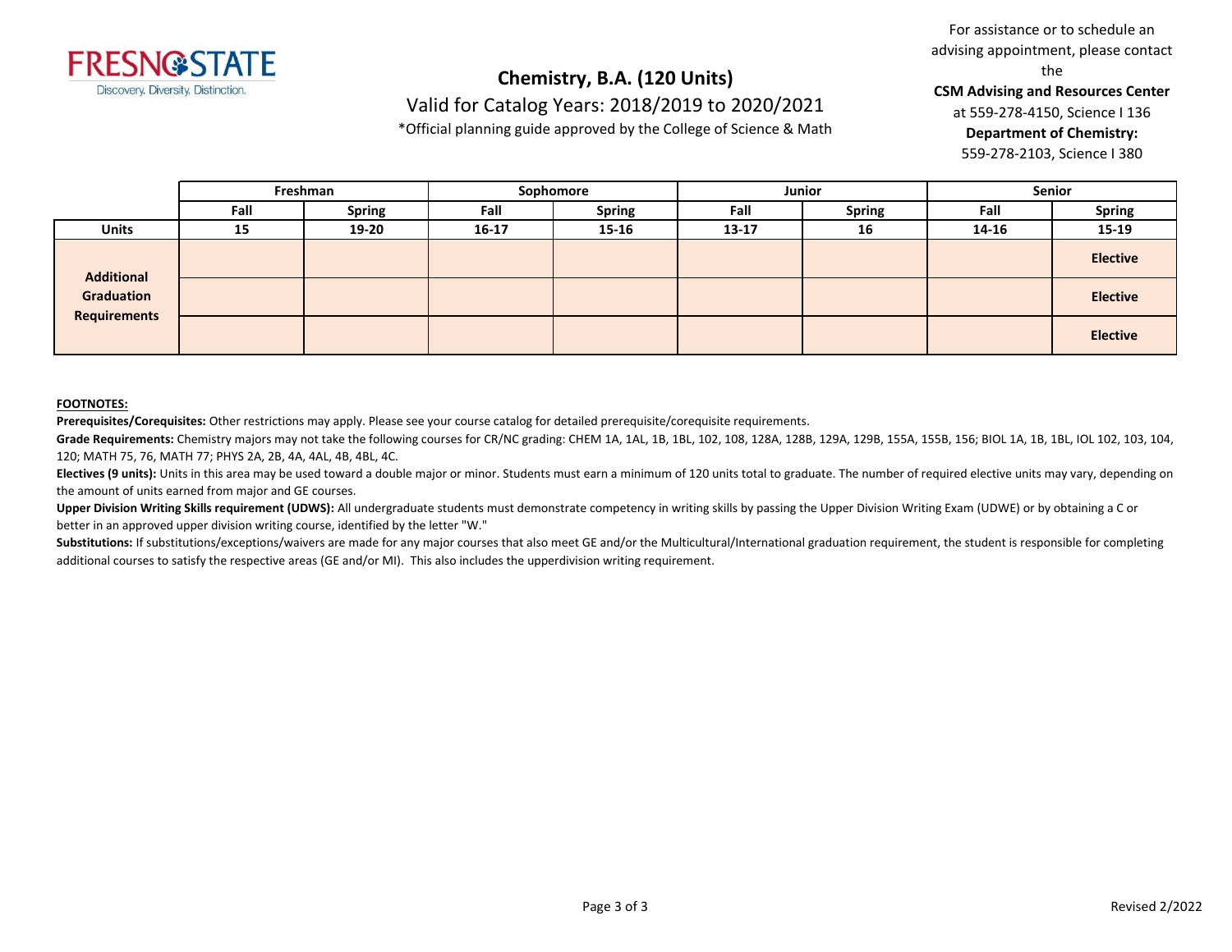# Chemistry, B.A. (120 Units)

Valid for Catalog Years: 2018/2019 to 2020/2021

*Official planning guide approved by the College of Science & Math

For assistance or to schedule an advising appointment, please contact the **CSM Advising and Resources Center** at 559-278-4150, Science I 136

**Department of Chemistry:** 559-278-2103, Science I 380

| | Freshman | | Sophomore | | Junior | | Senior | |
|---|---|---|---|---|---|---|---|---|
| | **Fall** | **Spring** | **Fall** | **Spring** | **Fall** | **Spring** | **Fall** | **Spring** |
| **Units** | **15** | **19-20** | **16-17** | **15-16** | **13-17** | **16** | **14-16** | **15-19** |
| **Additional Graduation Requirements** | | | | | | | | **Elective** |
| | | | | | | | | **Elective** |
| | | | | | | | | **Elective** |

**FOOTNOTES:**

**Prerequisites/Corequisites:** Other restrictions may apply. Please see your course catalog for detailed prerequisite/corequisite requirements.

**Grade Requirements:** Chemistry majors may not take the following courses for CR/NC grading: CHEM 1A, 1AL, 1B, 1BL, 102, 108, 128A, 128B, 129A, 129B, 155A, 155B, 156; BIOL 1A, 1B, 1BL, IOL 102, 103, 104, 120; MATH 75, 76, MATH 77; PHYS 2A, 2B, 4A, 4AL, 4B, 4BL, 4C.

**Electives (9 units):** Units in this area may be used toward a double major or minor. Students must earn a minimum of 120 units total to graduate. The number of required elective units may vary, depending on the amount of units earned from major and GE courses.

**Upper Division Writing Skills requirement (UDWS):** All undergraduate students must demonstrate competency in writing skills by passing the Upper Division Writing Exam (UDWE) or by obtaining a C or better in an approved upper division writing course, identified by the letter "W."

**Substitutions:** If substitutions/exceptions/waivers are made for any major courses that also meet GE and/or the Multicultural/International graduation requirement, the student is responsible for completing additional courses to satisfy the respective areas (GE and/or MI). This also includes the upperdivision writing requirement.

Revised 2/2022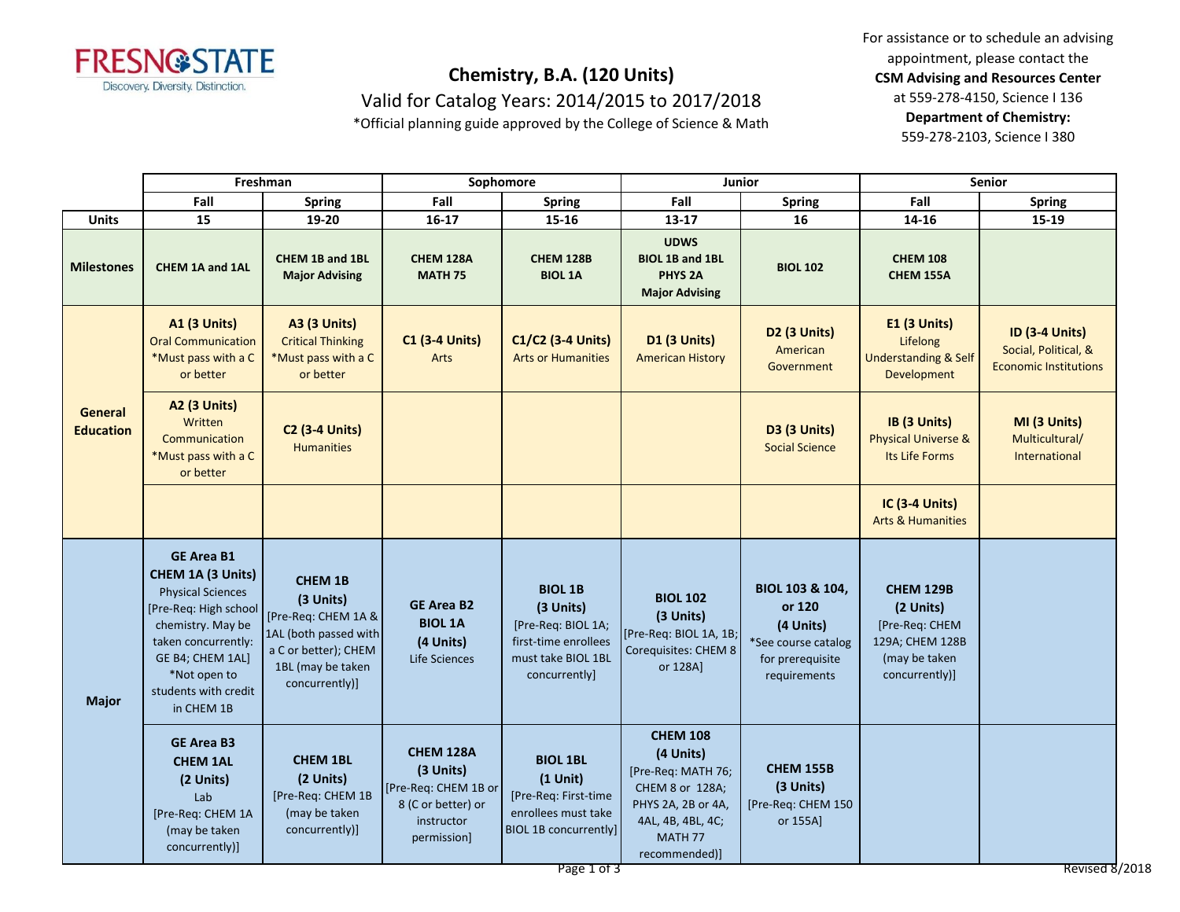FRESNO STATE
Discovery. Diversity. Distinction.

# Chemistry, B.A. (120 Units)

## Valid for Catalog Years: 2014/2015 to 2017/2018

*Official planning guide approved by the College of Science & Math

For assistance or to schedule an advising appointment, please contact the **CSM Advising and Resources Center** at 559-278-4150, Science I 136
**Department of Chemistry:** 559-278-2103, Science I 380

| | Freshman | | Sophomore | | Junior | | Senior | |
|---|---|---|---|---|---|---|---|---|
| | **Fall** | **Spring** | **Fall** | **Spring** | **Fall** | **Spring** | **Fall** | **Spring** |
| **Units** | **15** | **19-20** | **16-17** | **15-16** | **13-17** | **16** | **14-16** | **15-19** |
| **Milestones** | **CHEM 1A and 1AL** | **CHEM 1B and 1BL Major Advising** | **CHEM 128A MATH 75** | **CHEM 128B BIOL 1A** | **UDWS BIOL 1B and 1BL PHYS 2A Major Advising** | **BIOL 102** | **CHEM 108 CHEM 155A** | |
| **General Education** | **A1 (3 Units)** Oral Communication *Must pass with a C or better | **A3 (3 Units)** Critical Thinking *Must pass with a C or better | **C1 (3-4 Units)** Arts | **C1/C2 (3-4 Units)** Arts or Humanities | **D1 (3 Units)** American History | **D2 (3 Units)** American Government | **E1 (3 Units)** Lifelong Understanding & Self Development | **ID (3-4 Units)** Social, Political, & Economic Institutions |
| | **A2 (3 Units)** Written Communication *Must pass with a C or better | **C2 (3-4 Units)** Humanities | | | | **D3 (3 Units)** Social Science | **IB (3 Units)** Physical Universe & Its Life Forms | **MI (3 Units)** Multicultural/ International |
| | | | | | | | **IC (3-4 Units)** Arts & Humanities | |
| **Major** | **GE Area B1 CHEM 1A (3 Units)** Physical Sciences [Pre-Req: High school chemistry. May be taken concurrently: GE B4; CHEM 1AL] *Not open to students with credit in CHEM 1B | **CHEM 1B (3 Units)** [Pre-Req: CHEM 1A & 1AL (both passed with a C or better); CHEM 1BL (may be taken concurrently)] | **GE Area B2 BIOL 1A (4 Units)** Life Sciences | **BIOL 1B (3 Units)** [Pre-Req: BIOL 1A; first-time enrollees must take BIOL 1BL concurrently] | **BIOL 102 (3 Units)** [Pre-Req: BIOL 1A, 1B; Corequisites: CHEM 8 or 128A] | **BIOL 103 & 104, or 120 (4 Units)** *See course catalog for prerequisite requirements | **CHEM 129B (2 Units)** [Pre-Req: CHEM 129A; CHEM 128B (may be taken concurrently)] | |
| | **GE Area B3 CHEM 1AL (2 Units)** Lab [Pre-Req: CHEM 1A (may be taken concurrently)] | **CHEM 1BL (2 Units)** [Pre-Req: CHEM 1B (may be taken concurrently)] | **CHEM 128A (3 Units)** [Pre-Req: CHEM 1B or 8 (C or better) or instructor permission] | **BIOL 1BL (1 Unit)** [Pre-Req: First-time enrollees must take BIOL 1B concurrently] | **CHEM 108 (4 Units)** [Pre-Req: MATH 76; CHEM 8 or 128A; PHYS 2A, 2B or 4A, 4AL, 4B, 4BL, 4C; MATH 77 recommended)] | **CHEM 155B (3 Units)** [Pre-Req: CHEM 150 or 155A] | | |

Revised 8/2018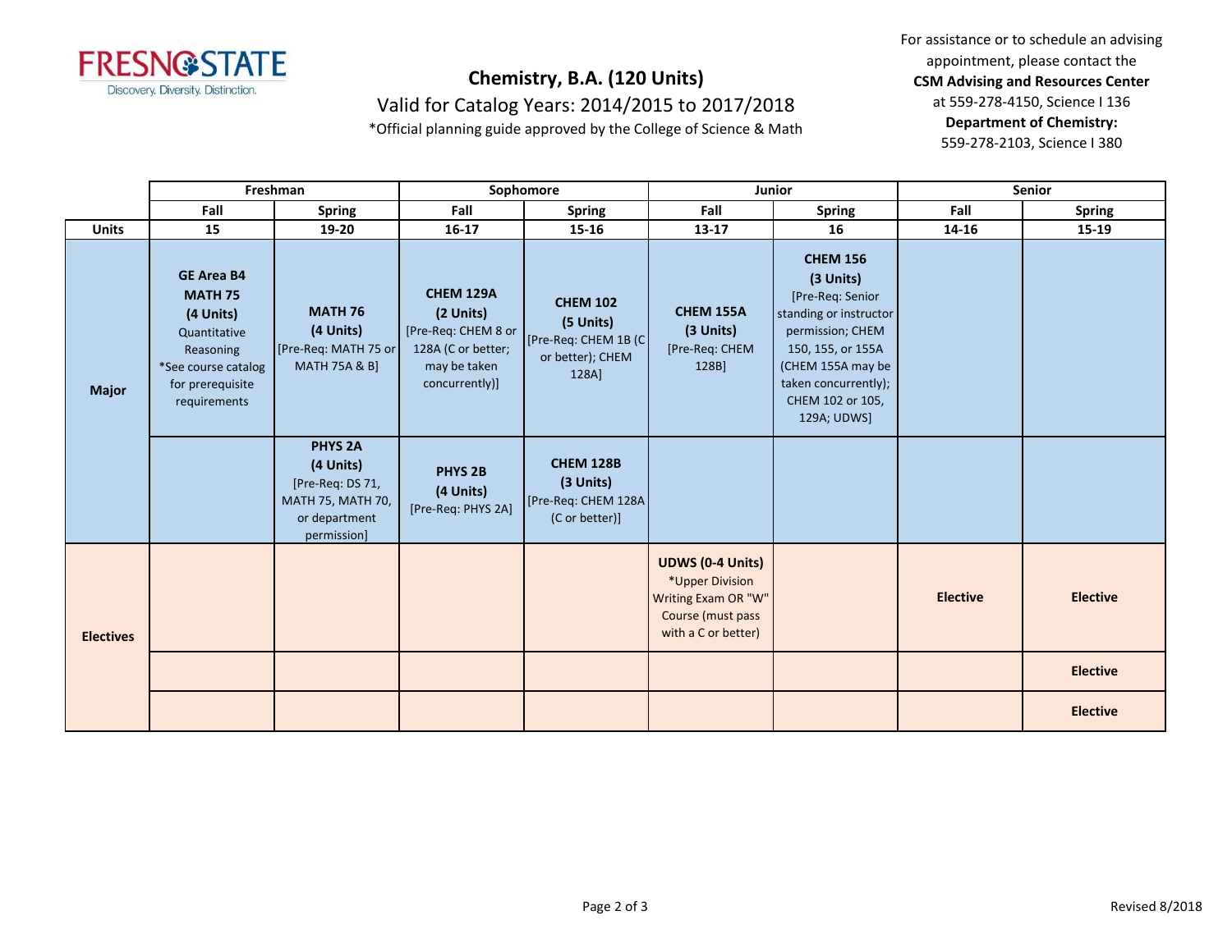# Chemistry, B.A. (120 Units)

Valid for Catalog Years: 2014/2015 to 2017/2018

*Official planning guide approved by the College of Science & Math

For assistance or to schedule an advising appointment, please contact the **CSM Advising and Resources Center** at 559-278-4150, Science I 136

**Department of Chemistry:** 559-278-2103, Science I 380

| | Freshman | | Sophomore | | Junior | | Senior | |
|---|---|---|---|---|---|---|---|---|
| | **Fall** | **Spring** | **Fall** | **Spring** | **Fall** | **Spring** | **Fall** | **Spring** |
| **Units** | **15** | **19-20** | **16-17** | **15-16** | **13-17** | **16** | **14-16** | **15-19** |
| **Major** | **GE Area B4 MATH 75 (4 Units)** Quantitative Reasoning *See course catalog for prerequisite requirements | **MATH 76 (4 Units)** [Pre-Req: MATH 75 or MATH 75A & B] | **CHEM 129A (2 Units)** [Pre-Req: CHEM 8 or 128A (C or better; may be taken concurrently)] | **CHEM 102 (5 Units)** [Pre-Req: CHEM 1B (C or better); CHEM 128A] | **CHEM 155A (3 Units)** [Pre-Req: CHEM 128B] | **CHEM 156 (3 Units)** [Pre-Req: Senior standing or instructor permission; CHEM 150, 155, or 155A (CHEM 155A may be taken concurrently); CHEM 102 or 105, 129A; UDWS] | | |
| | | **PHYS 2A (4 Units)** [Pre-Req: DS 71, MATH 75, MATH 70, or department permission] | **PHYS 2B (4 Units)** [Pre-Req: PHYS 2A] | **CHEM 128B (3 Units)** [Pre-Req: CHEM 128A (C or better)] | | | | |
| **Electives** | | | | | **UDWS (0-4 Units)** *Upper Division Writing Exam OR "W" Course (must pass with a C or better) | | **Elective** | **Elective** |
| | | | | | | | | **Elective** |
| | | | | | | | | **Elective** |

Revised 8/2018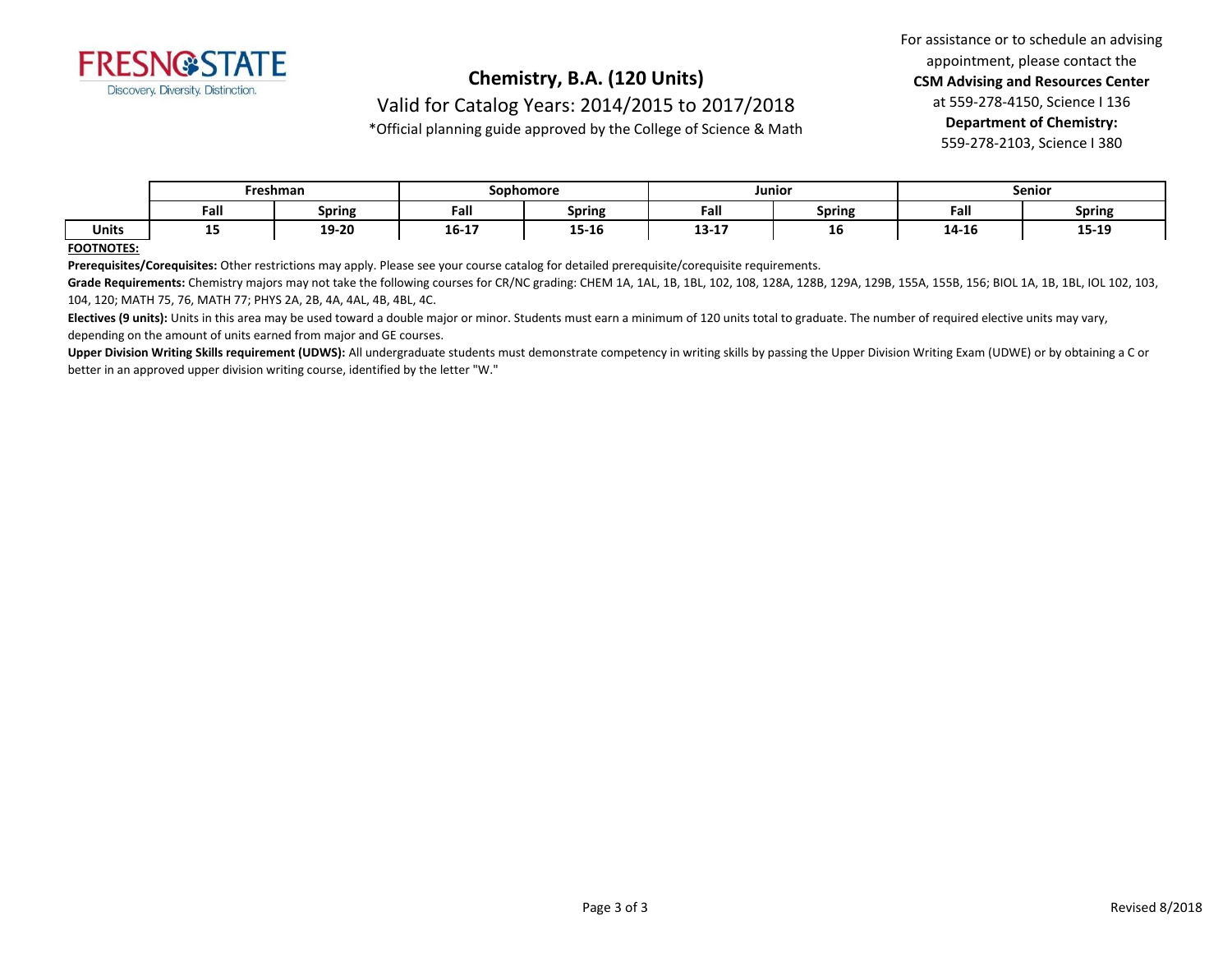# Chemistry, B.A. (120 Units)

Valid for Catalog Years: 2014/2015 to 2017/2018

*Official planning guide approved by the College of Science & Math

For assistance or to schedule an advising appointment, please contact the **CSM Advising and Resources Center** at 559-278-4150, Science I 136

**Department of Chemistry:** 559-278-2103, Science I 380

| | Freshman | | Sophomore | | Junior | | Senior | |
|---|---|---|---|---|---|---|---|---|
| | **Fall** | **Spring** | **Fall** | **Spring** | **Fall** | **Spring** | **Fall** | **Spring** |
| **Units** | **15** | **19-20** | **16-17** | **15-16** | **13-17** | **16** | **14-16** | **15-19** |

**FOOTNOTES:**

**Prerequisites/Corequisites:** Other restrictions may apply. Please see your course catalog for detailed prerequisite/corequisite requirements.

**Grade Requirements:** Chemistry majors may not take the following courses for CR/NC grading: CHEM 1A, 1AL, 1B, 1BL, 102, 108, 128A, 128B, 129A, 129B, 155A, 155B, 156; BIOL 1A, 1B, 1BL, IOL 102, 103, 104, 120; MATH 75, 76, MATH 77; PHYS 2A, 2B, 4A, 4AL, 4B, 4BL, 4C.

**Electives (9 units):** Units in this area may be used toward a double major or minor. Students must earn a minimum of 120 units total to graduate. The number of required elective units may vary, depending on the amount of units earned from major and GE courses.

**Upper Division Writing Skills requirement (UDWS):** All undergraduate students must demonstrate competency in writing skills by passing the Upper Division Writing Exam (UDWE) or by obtaining a C or better in an approved upper division writing course, identified by the letter "W."

Revised 8/2018